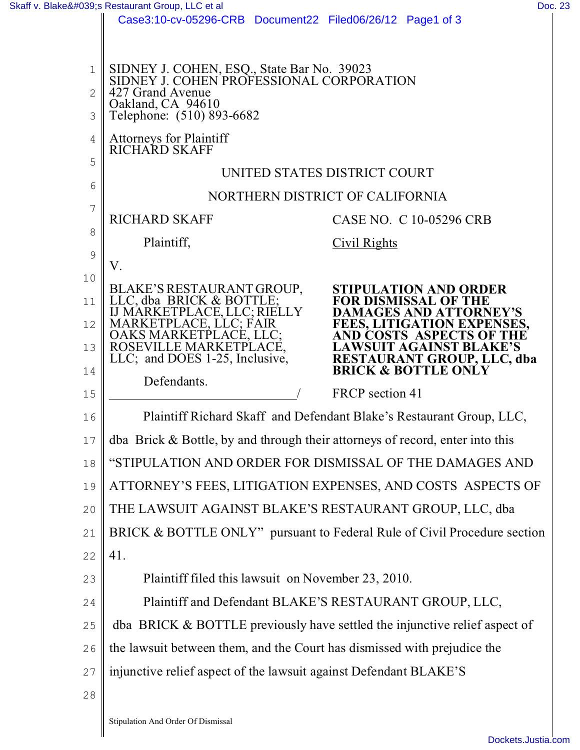SIDNEY J. COHEN, ESQ., State Bar No. 39023
SIDNEY J. COHEN PROFESSIONAL CORPORATION
427 Grand Avenue
Oakland, CA 94610
Telephone: (510) 893-6682

Attorneys for Plaintiff
RICHARD SKAFF

UNITED STATES DISTRICT COURT

NORTHERN DISTRICT OF CALIFORNIA

RICHARD SKAFF

Plaintiff,

V.

BLAKE'S RESTAURANT GROUP, LLC, dba BRICK & BOTTLE; IJ MARKETPLACE, LLC; RIELLY MARKETPLACE, LLC; FAIR OAKS MARKETPLACE, LLC; ROSEVILLE MARKETPLACE, LLC; and DOES 1-25, Inclusive,

Defendants.

CASE NO. C 10-05296 CRB

Civil Rights

**STIPULATION AND ORDER FOR DISMISSAL OF THE DAMAGES AND ATTORNEY'S FEES, LITIGATION EXPENSES, AND COSTS ASPECTS OF THE LAWSUIT AGAINST BLAKE'S RESTAURANT GROUP, LLC, dba BRICK & BOTTLE ONLY**

FRCP section 41

Plaintiff Richard Skaff and Defendant Blake's Restaurant Group, LLC, dba Brick & Bottle, by and through their attorneys of record, enter into this "STIPULATION AND ORDER FOR DISMISSAL OF THE DAMAGES AND ATTORNEY'S FEES, LITIGATION EXPENSES, AND COSTS ASPECTS OF THE LAWSUIT AGAINST BLAKE'S RESTAURANT GROUP, LLC, dba BRICK & BOTTLE ONLY" pursuant to Federal Rule of Civil Procedure section 41.

Plaintiff filed this lawsuit on November 23, 2010.

Plaintiff and Defendant BLAKE'S RESTAURANT GROUP, LLC, dba BRICK & BOTTLE previously have settled the injunctive relief aspect of the lawsuit between them, and the Court has dismissed with prejudice the injunctive relief aspect of the lawsuit against Defendant BLAKE'S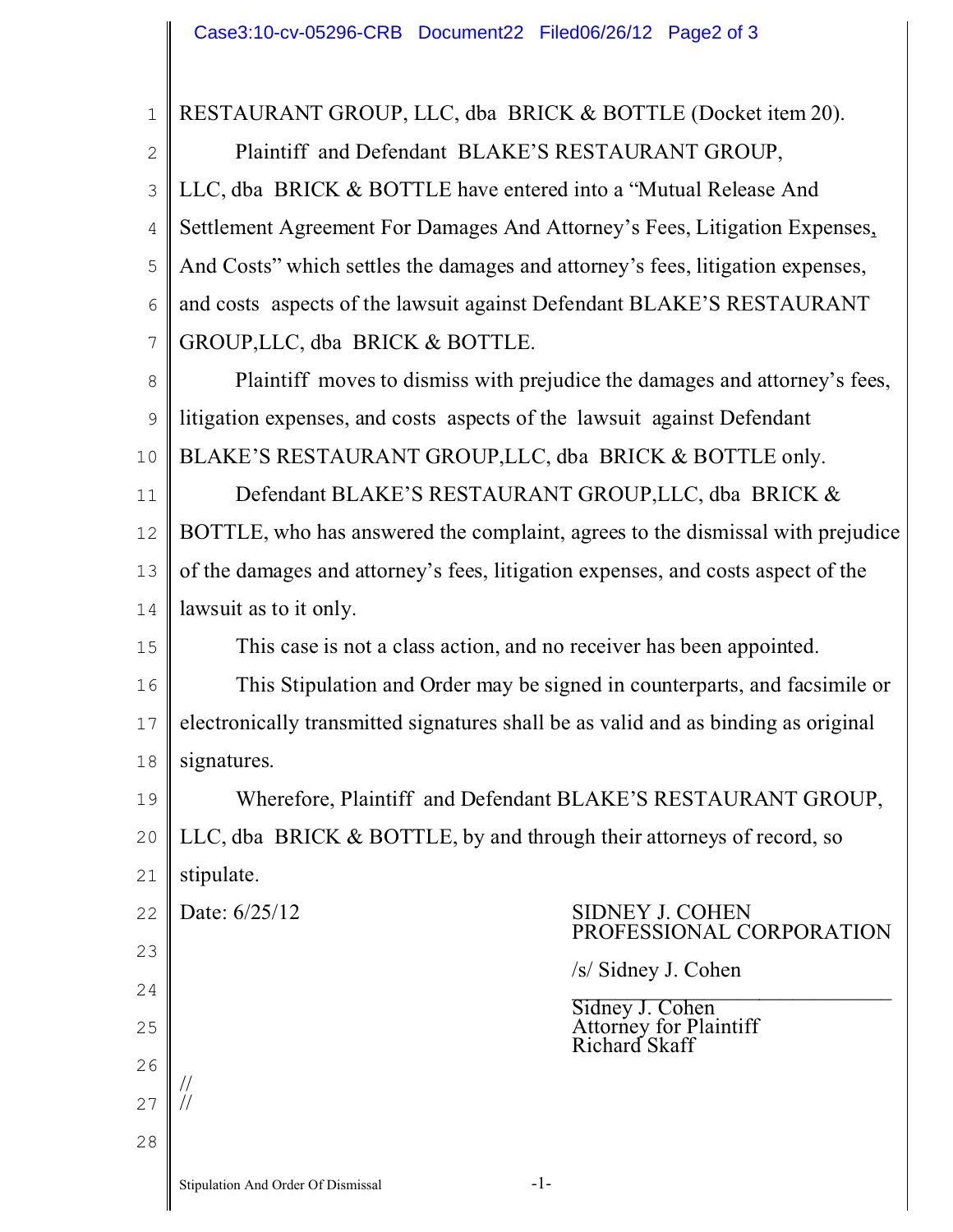RESTAURANT GROUP, LLC, dba BRICK & BOTTLE (Docket item 20).

Plaintiff and Defendant BLAKE'S RESTAURANT GROUP, LLC, dba BRICK & BOTTLE have entered into a "Mutual Release And Settlement Agreement For Damages And Attorney's Fees, Litigation Expenses, And Costs" which settles the damages and attorney's fees, litigation expenses, and costs aspects of the lawsuit against Defendant BLAKE'S RESTAURANT GROUP,LLC, dba BRICK & BOTTLE.

Plaintiff moves to dismiss with prejudice the damages and attorney's fees, litigation expenses, and costs aspects of the lawsuit against Defendant BLAKE'S RESTAURANT GROUP,LLC, dba BRICK & BOTTLE only.

Defendant BLAKE'S RESTAURANT GROUP,LLC, dba BRICK & BOTTLE, who has answered the complaint, agrees to the dismissal with prejudice of the damages and attorney's fees, litigation expenses, and costs aspect of the lawsuit as to it only.

This case is not a class action, and no receiver has been appointed.

This Stipulation and Order may be signed in counterparts, and facsimile or electronically transmitted signatures shall be as valid and as binding as original signatures.

Wherefore, Plaintiff and Defendant BLAKE'S RESTAURANT GROUP, LLC, dba BRICK & BOTTLE, by and through their attorneys of record, so stipulate.

Date: 6/25/12

SIDNEY J. COHEN
PROFESSIONAL CORPORATION

/s/ Sidney J. Cohen

Sidney J. Cohen
Attorney for Plaintiff
Richard Skaff

//
//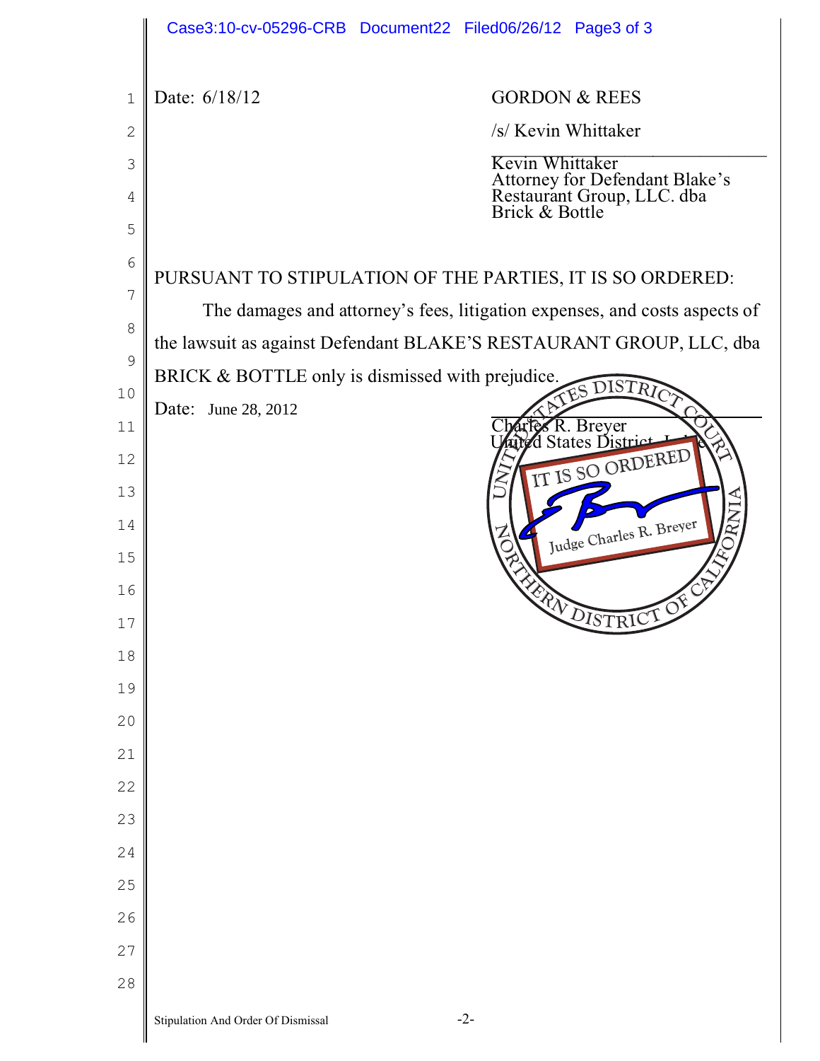Date: 6/18/12

GORDON & REES

/s/ Kevin Whittaker

Kevin Whittaker
Attorney for Defendant Blake's Restaurant Group, LLC. dba Brick & Bottle

PURSUANT TO STIPULATION OF THE PARTIES, IT IS SO ORDERED:

The damages and attorney's fees, litigation expenses, and costs aspects of the lawsuit as against Defendant BLAKE'S RESTAURANT GROUP, LLC, dba BRICK & BOTTLE only is dismissed with prejudice.

Date: June 28, 2012

Charles R. Breyer
United States District Judge

UNITED STATES DISTRICT COURT
NORTHERN DISTRICT OF CALIFORNIA
IT IS SO ORDERED
Judge Charles R. Breyer

Stipulation And Order Of Dismissal